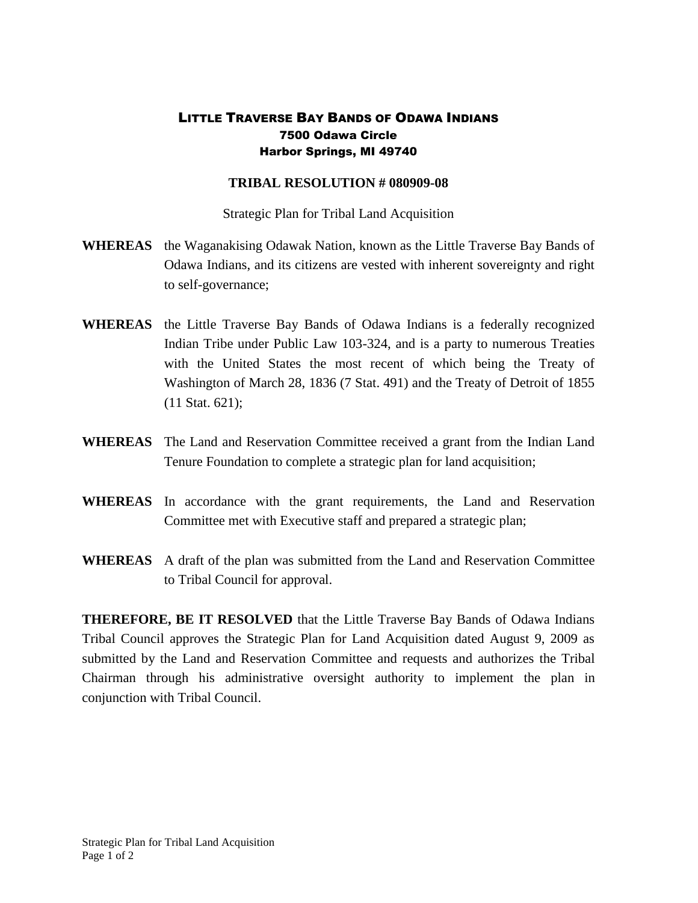# LITTLE TRAVERSE BAY BANDS OF ODAWA INDIANS

**7500 Odawa Circle**
**Harbor Springs, MI 49740**

## TRIBAL RESOLUTION # 080909-08

Strategic Plan for Tribal Land Acquisition

**WHEREAS** the Waganakising Odawak Nation, known as the Little Traverse Bay Bands of Odawa Indians, and its citizens are vested with inherent sovereignty and right to self-governance;

**WHEREAS** the Little Traverse Bay Bands of Odawa Indians is a federally recognized Indian Tribe under Public Law 103-324, and is a party to numerous Treaties with the United States the most recent of which being the Treaty of Washington of March 28, 1836 (7 Stat. 491) and the Treaty of Detroit of 1855 (11 Stat. 621);

**WHEREAS** The Land and Reservation Committee received a grant from the Indian Land Tenure Foundation to complete a strategic plan for land acquisition;

**WHEREAS** In accordance with the grant requirements, the Land and Reservation Committee met with Executive staff and prepared a strategic plan;

**WHEREAS** A draft of the plan was submitted from the Land and Reservation Committee to Tribal Council for approval.

**THEREFORE, BE IT RESOLVED** that the Little Traverse Bay Bands of Odawa Indians Tribal Council approves the Strategic Plan for Land Acquisition dated August 9, 2009 as submitted by the Land and Reservation Committee and requests and authorizes the Tribal Chairman through his administrative oversight authority to implement the plan in conjunction with Tribal Council.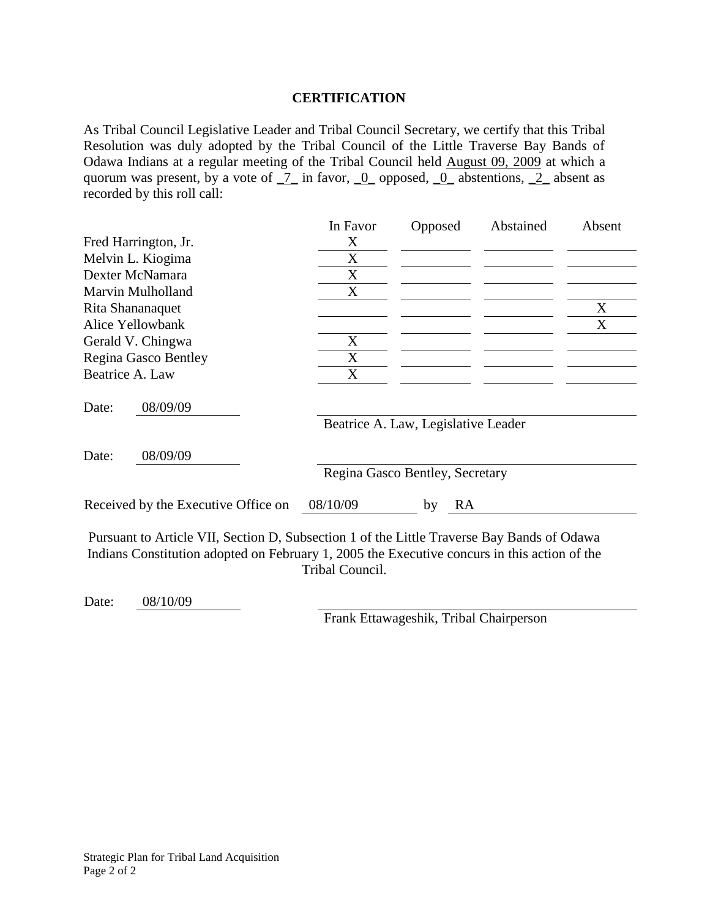# CERTIFICATION

As Tribal Council Legislative Leader and Tribal Council Secretary, we certify that this Tribal Resolution was duly adopted by the Tribal Council of the Little Traverse Bay Bands of Odawa Indians at a regular meeting of the Tribal Council held August 09, 2009 at which a quorum was present, by a vote of _7_ in favor, _0_ opposed, _0_ abstentions, _2_ absent as recorded by this roll call:

| | In Favor | Opposed | Abstained | Absent |
|---|---|---|---|---|
| Fred Harrington, Jr. | X | | | |
| Melvin L. Kiogima | X | | | |
| Dexter McNamara | X | | | |
| Marvin Mulholland | X | | | |
| Rita Shananaquet | | | | X |
| Alice Yellowbank | | | | X |
| Gerald V. Chingwa | X | | | |
| Regina Gasco Bentley | X | | | |
| Beatrice A. Law | X | | | |

Date: 08/09/09

Beatrice A. Law, Legislative Leader

Date: 08/09/09

Regina Gasco Bentley, Secretary

Received by the Executive Office on 08/10/09 by RA

Pursuant to Article VII, Section D, Subsection 1 of the Little Traverse Bay Bands of Odawa Indians Constitution adopted on February 1, 2005 the Executive concurs in this action of the Tribal Council.

Date: 08/10/09

Frank Ettawageshik, Tribal Chairperson

Strategic Plan for Tribal Land Acquisition